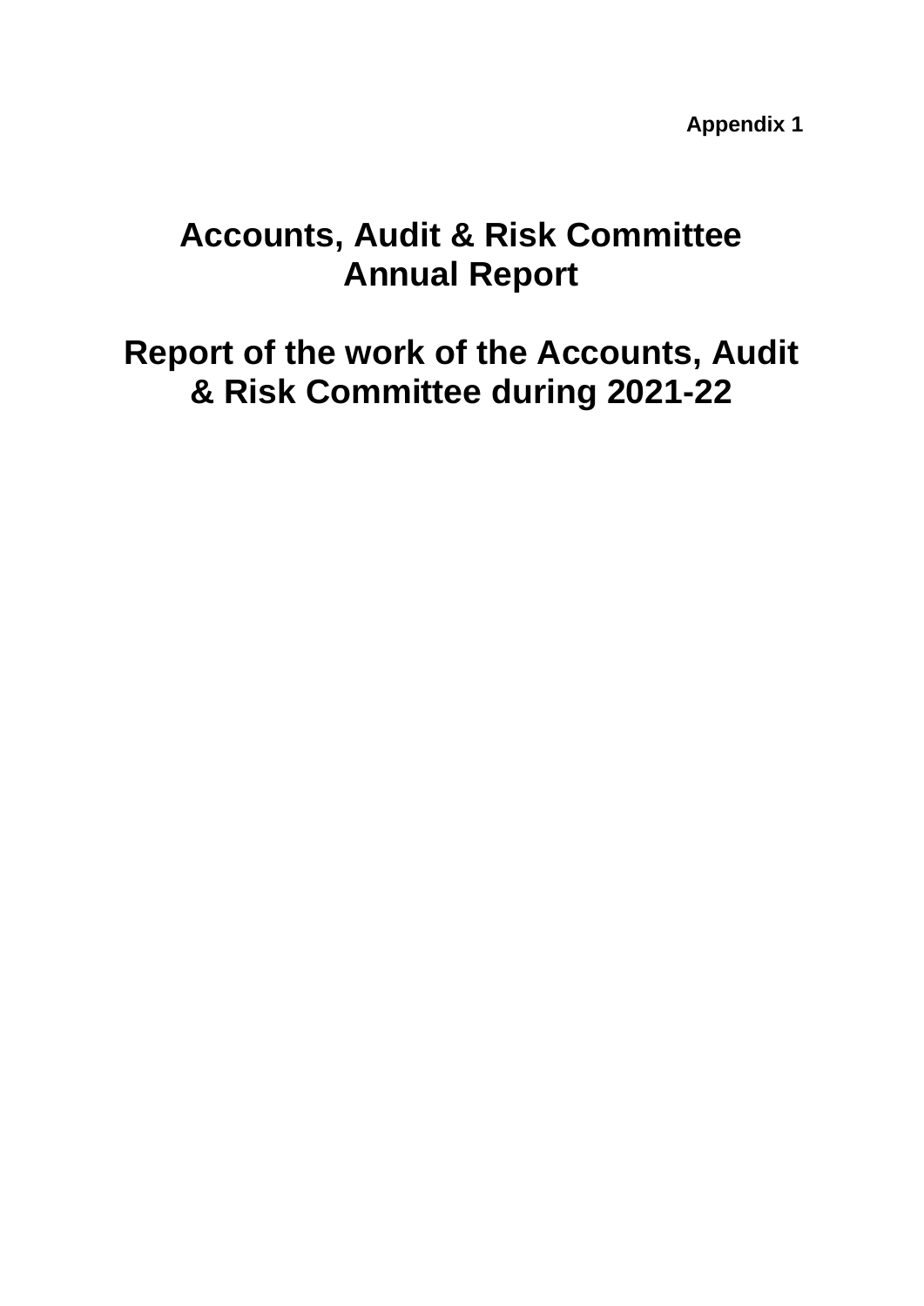**Appendix 1**

# Accounts, Audit & Risk Committee Annual Report

# Report of the work of the Accounts, Audit & Risk Committee during 2021-22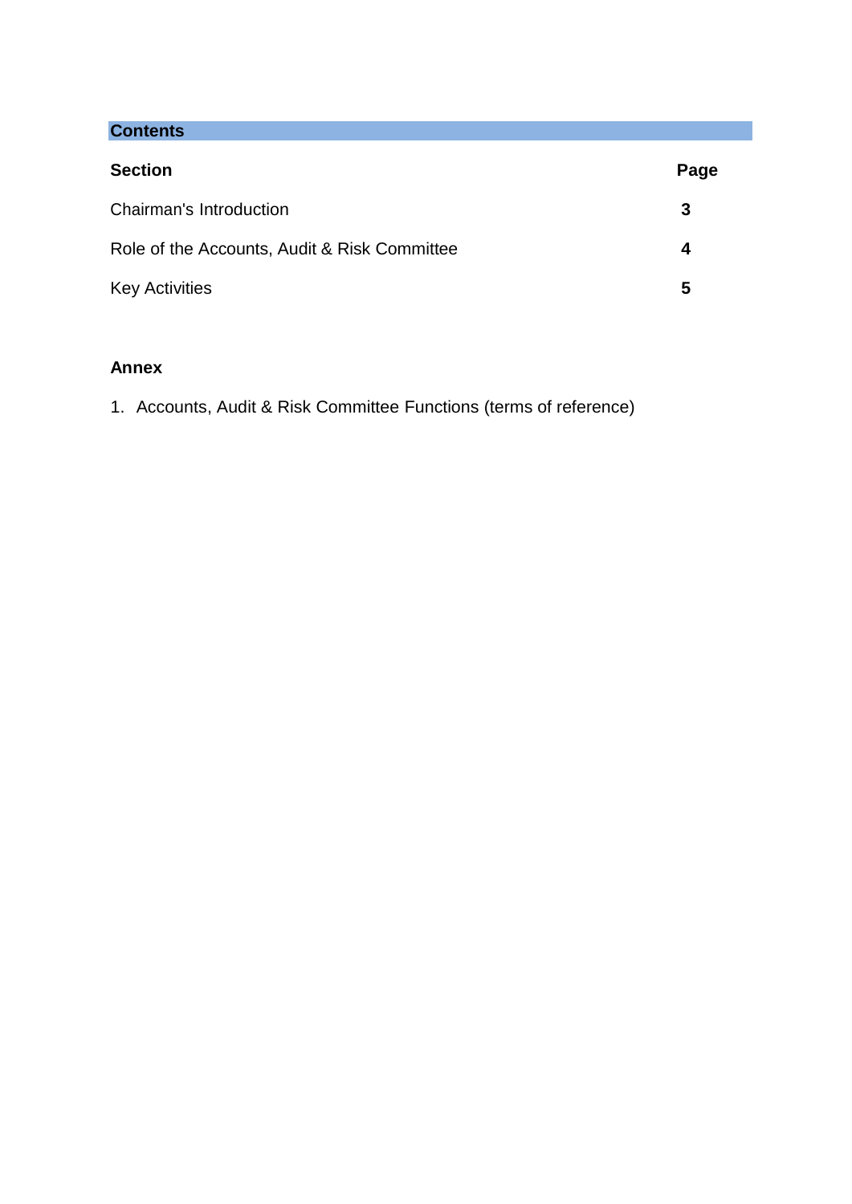## Contents

| Section | Page |
| --- | --- |
| Chairman's Introduction | **3** |
| Role of the Accounts, Audit & Risk Committee | **4** |
| Key Activities | **5** |

**Annex**

1. Accounts, Audit & Risk Committee Functions (terms of reference)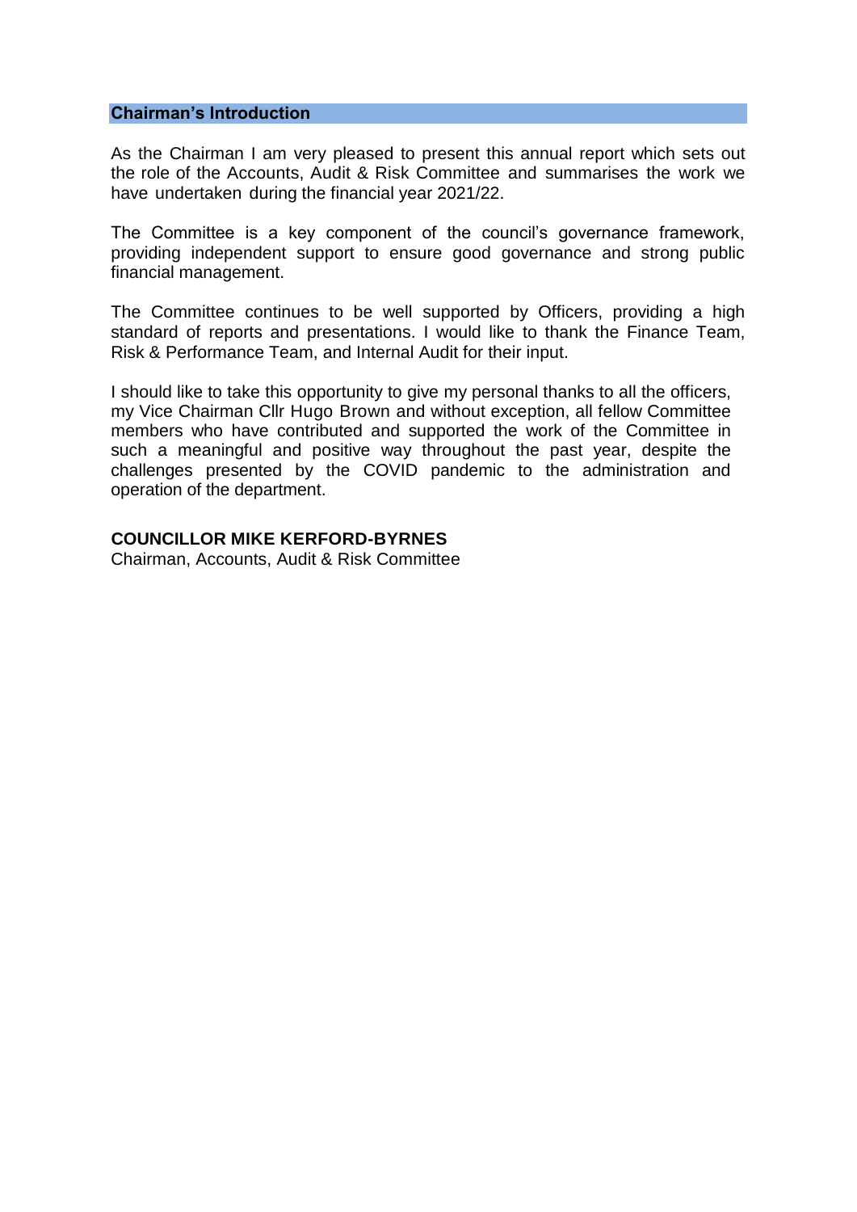## Chairman's Introduction

As the Chairman I am very pleased to present this annual report which sets out the role of the Accounts, Audit & Risk Committee and summarises the work we have undertaken during the financial year 2021/22.

The Committee is a key component of the council's governance framework, providing independent support to ensure good governance and strong public financial management.

The Committee continues to be well supported by Officers, providing a high standard of reports and presentations. I would like to thank the Finance Team, Risk & Performance Team, and Internal Audit for their input.

I should like to take this opportunity to give my personal thanks to all the officers, my Vice Chairman Cllr Hugo Brown and without exception, all fellow Committee members who have contributed and supported the work of the Committee in such a meaningful and positive way throughout the past year, despite the challenges presented by the COVID pandemic to the administration and operation of the department.

**COUNCILLOR MIKE KERFORD-BYRNES**
Chairman, Accounts, Audit & Risk Committee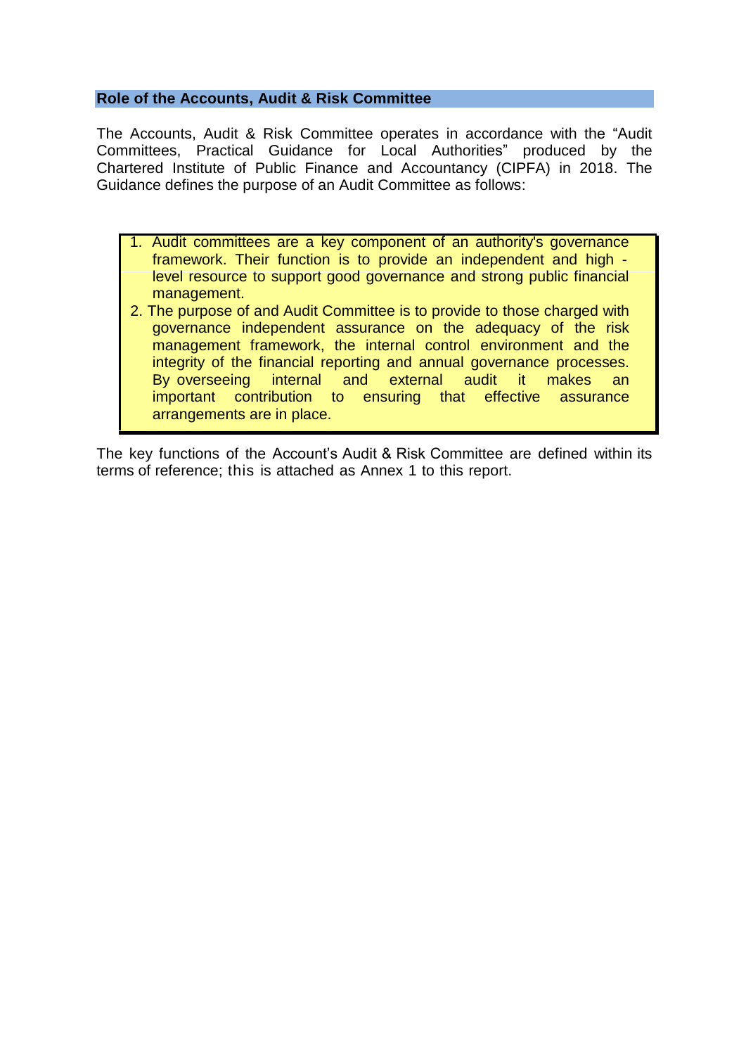## Role of the Accounts, Audit & Risk Committee

The Accounts, Audit & Risk Committee operates in accordance with the "Audit Committees, Practical Guidance for Local Authorities" produced by the Chartered Institute of Public Finance and Accountancy (CIPFA) in 2018. The Guidance defines the purpose of an Audit Committee as follows:

> 1. Audit committees are a key component of an authority's governance framework. Their function is to provide an independent and high - level resource to support good governance and strong public financial management.
> 2. The purpose of and Audit Committee is to provide to those charged with governance independent assurance on the adequacy of the risk management framework, the internal control environment and the integrity of the financial reporting and annual governance processes. By overseeing internal and external audit it makes an important contribution to ensuring that effective assurance arrangements are in place.

The key functions of the Account's Audit & Risk Committee are defined within its terms of reference; this is attached as Annex 1 to this report.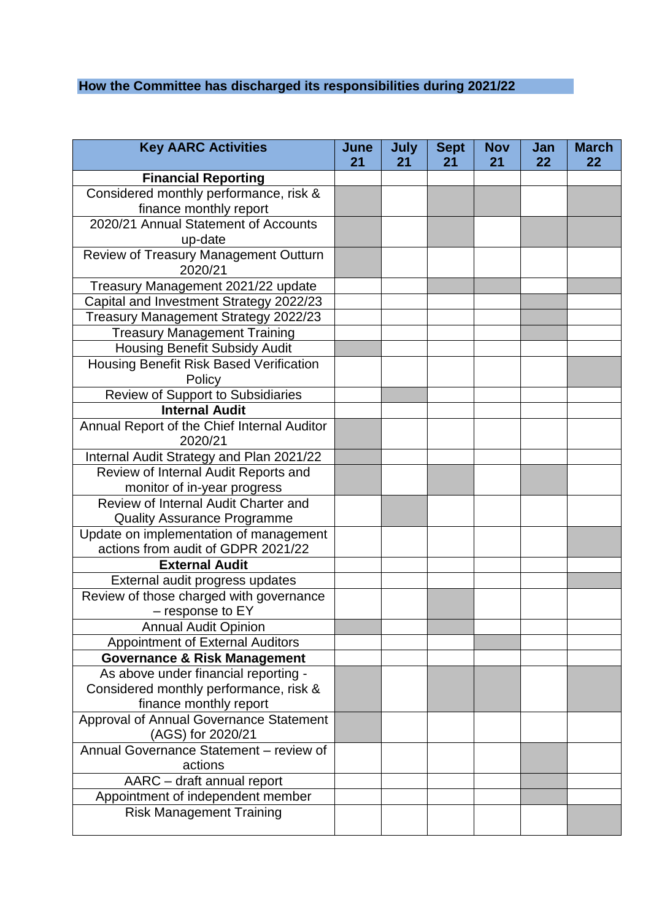## How the Committee has discharged its responsibilities during 2021/22

Shaded cells in the original table are shown as X.

| Key AARC Activities | June 21 | July 21 | Sept 21 | Nov 21 | Jan 22 | March 22 |
|---|---|---|---|---|---|---|
| **Financial Reporting** | | | | | | |
| Considered monthly performance, risk & finance monthly report | X | | X | X | | X |
| 2020/21 Annual Statement of Accounts up-date | X | | X | | X | X |
| Review of Treasury Management Outturn 2020/21 | X | | | | | |
| Treasury Management 2021/22 update | | | X | X | | X |
| Capital and Investment Strategy 2022/23 | | | | | X | |
| Treasury Management Strategy 2022/23 | | | | | X | |
| Treasury Management Training | | | | | X | |
| Housing Benefit Subsidy Audit | X | | | | | |
| Housing Benefit Risk Based Verification Policy | | | | | | X |
| Review of Support to Subsidiaries | | X | | | | |
| **Internal Audit** | | | | | | |
| Annual Report of the Chief Internal Auditor 2020/21 | X | | | | | |
| Internal Audit Strategy and Plan 2021/22 | X | | | | | |
| Review of Internal Audit Reports and monitor of in-year progress | X | | X | | X | |
| Review of Internal Audit Charter and Quality Assurance Programme | | X | | | | |
| Update on implementation of management actions from audit of GDPR 2021/22 | | | | | | X |
| **External Audit** | | | | | | |
| External audit progress updates | | | | | | X |
| Review of those charged with governance – response to EY | | | X | | | |
| Annual Audit Opinion | X | | X | | | |
| Appointment of External Auditors | | | | X | | |
| **Governance & Risk Management** | | | | | | |
| As above under financial reporting - Considered monthly performance, risk & finance monthly report | X | | X | X | | X |
| Approval of Annual Governance Statement (AGS) for 2020/21 | X | | | | | |
| Annual Governance Statement – review of actions | | | | | X | |
| AARC – draft annual report | | | | | X | |
| Appointment of independent member | | | | | X | |
| Risk Management Training | | | | | | X |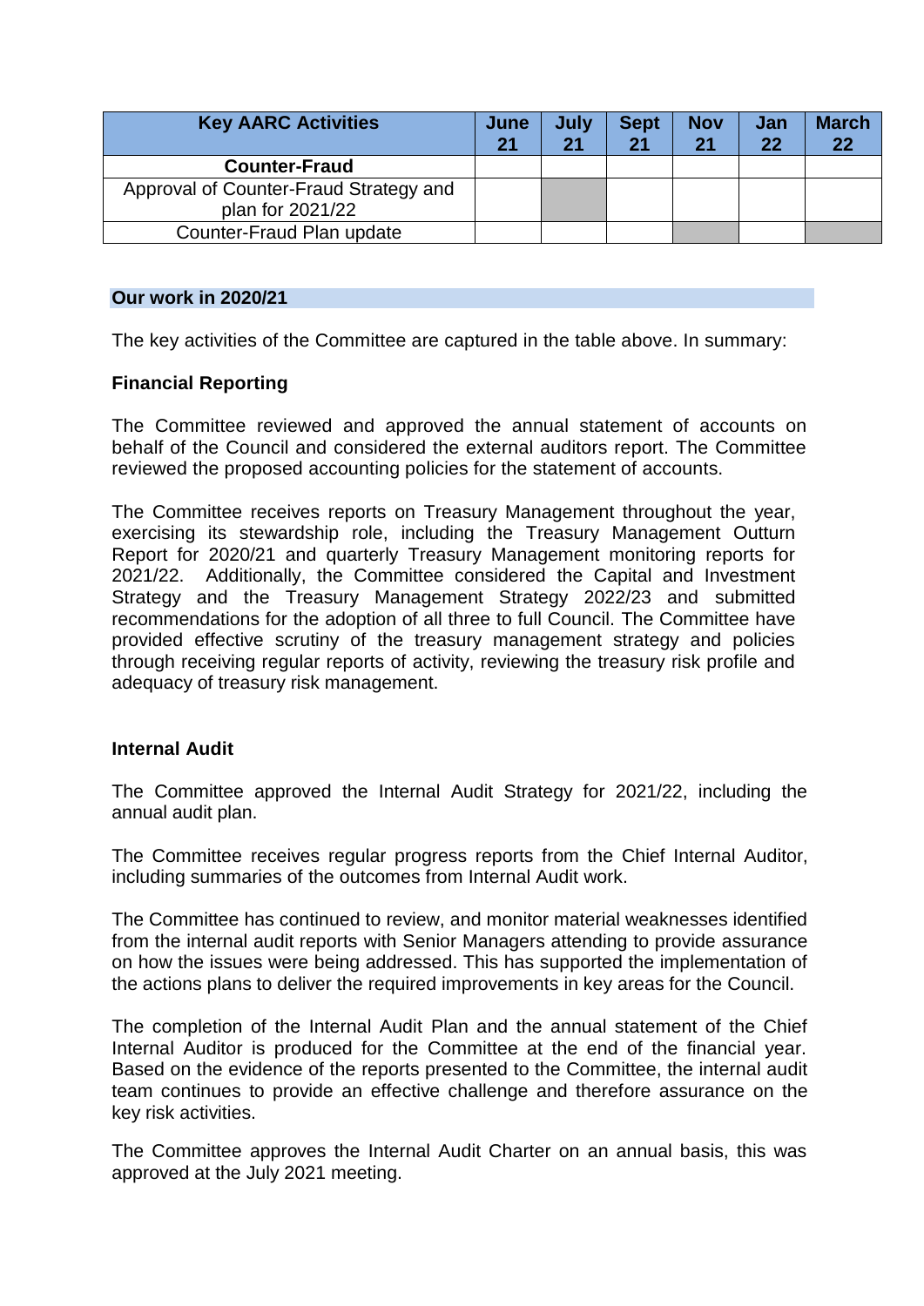| Key AARC Activities | June 21 | July 21 | Sept 21 | Nov 21 | Jan 22 | March 22 |
|---|---|---|---|---|---|---|
| **Counter-Fraud** | | | | | | |
| Approval of Counter-Fraud Strategy and plan for 2021/22 | | | | | | |
| Counter-Fraud Plan update | | | | | | |

## Our work in 2020/21

The key activities of the Committee are captured in the table above. In summary:

### Financial Reporting

The Committee reviewed and approved the annual statement of accounts on behalf of the Council and considered the external auditors report. The Committee reviewed the proposed accounting policies for the statement of accounts.

The Committee receives reports on Treasury Management throughout the year, exercising its stewardship role, including the Treasury Management Outturn Report for 2020/21 and quarterly Treasury Management monitoring reports for 2021/22. Additionally, the Committee considered the Capital and Investment Strategy and the Treasury Management Strategy 2022/23 and submitted recommendations for the adoption of all three to full Council. The Committee have provided effective scrutiny of the treasury management strategy and policies through receiving regular reports of activity, reviewing the treasury risk profile and adequacy of treasury risk management.

### Internal Audit

The Committee approved the Internal Audit Strategy for 2021/22, including the annual audit plan.

The Committee receives regular progress reports from the Chief Internal Auditor, including summaries of the outcomes from Internal Audit work.

The Committee has continued to review, and monitor material weaknesses identified from the internal audit reports with Senior Managers attending to provide assurance on how the issues were being addressed. This has supported the implementation of the actions plans to deliver the required improvements in key areas for the Council.

The completion of the Internal Audit Plan and the annual statement of the Chief Internal Auditor is produced for the Committee at the end of the financial year. Based on the evidence of the reports presented to the Committee, the internal audit team continues to provide an effective challenge and therefore assurance on the key risk activities.

The Committee approves the Internal Audit Charter on an annual basis, this was approved at the July 2021 meeting.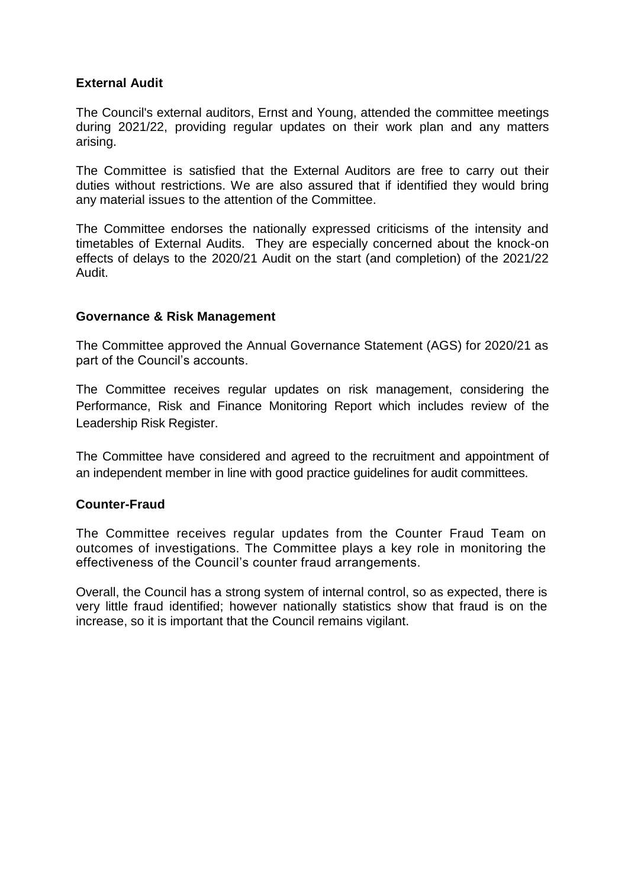## External Audit

The Council's external auditors, Ernst and Young, attended the committee meetings during 2021/22, providing regular updates on their work plan and any matters arising.

The Committee is satisfied that the External Auditors are free to carry out their duties without restrictions. We are also assured that if identified they would bring any material issues to the attention of the Committee.

The Committee endorses the nationally expressed criticisms of the intensity and timetables of External Audits. They are especially concerned about the knock-on effects of delays to the 2020/21 Audit on the start (and completion) of the 2021/22 Audit.

## Governance & Risk Management

The Committee approved the Annual Governance Statement (AGS) for 2020/21 as part of the Council's accounts.

The Committee receives regular updates on risk management, considering the Performance, Risk and Finance Monitoring Report which includes review of the Leadership Risk Register.

The Committee have considered and agreed to the recruitment and appointment of an independent member in line with good practice guidelines for audit committees.

## Counter-Fraud

The Committee receives regular updates from the Counter Fraud Team on outcomes of investigations. The Committee plays a key role in monitoring the effectiveness of the Council's counter fraud arrangements.

Overall, the Council has a strong system of internal control, so as expected, there is very little fraud identified; however nationally statistics show that fraud is on the increase, so it is important that the Council remains vigilant.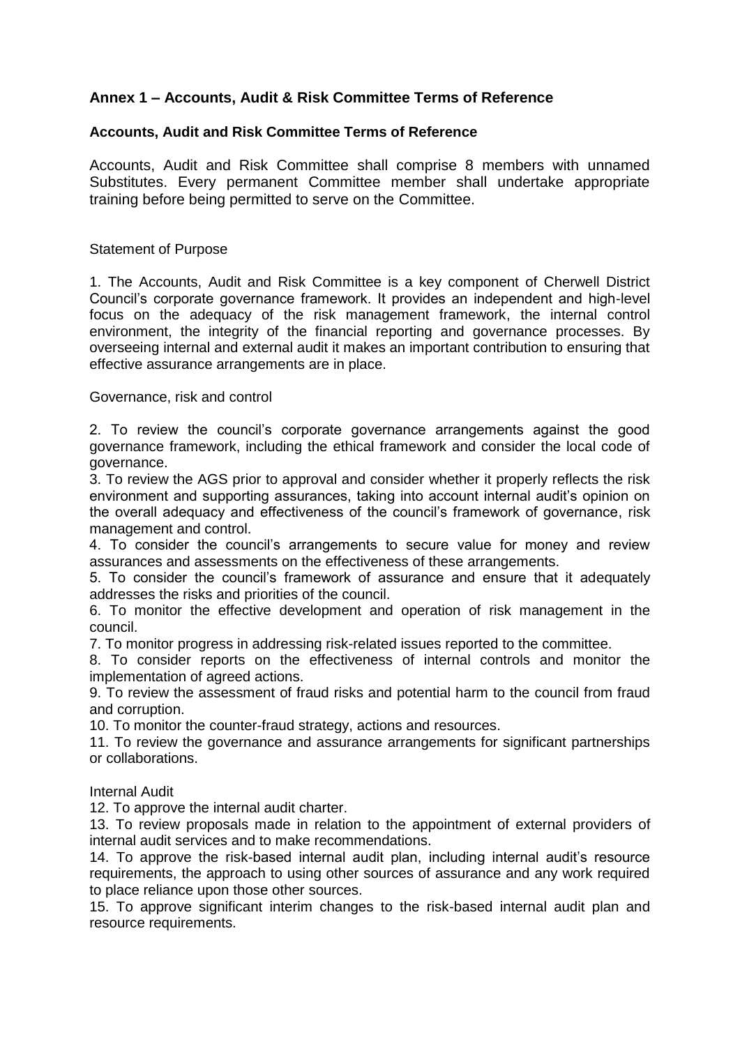## Annex 1 – Accounts, Audit & Risk Committee Terms of Reference

### Accounts, Audit and Risk Committee Terms of Reference

Accounts, Audit and Risk Committee shall comprise 8 members with unnamed Substitutes. Every permanent Committee member shall undertake appropriate training before being permitted to serve on the Committee.

Statement of Purpose

1. The Accounts, Audit and Risk Committee is a key component of Cherwell District Council's corporate governance framework. It provides an independent and high-level focus on the adequacy of the risk management framework, the internal control environment, the integrity of the financial reporting and governance processes. By overseeing internal and external audit it makes an important contribution to ensuring that effective assurance arrangements are in place.

Governance, risk and control

2. To review the council's corporate governance arrangements against the good governance framework, including the ethical framework and consider the local code of governance.
3. To review the AGS prior to approval and consider whether it properly reflects the risk environment and supporting assurances, taking into account internal audit's opinion on the overall adequacy and effectiveness of the council's framework of governance, risk management and control.
4. To consider the council's arrangements to secure value for money and review assurances and assessments on the effectiveness of these arrangements.
5. To consider the council's framework of assurance and ensure that it adequately addresses the risks and priorities of the council.
6. To monitor the effective development and operation of risk management in the council.
7. To monitor progress in addressing risk-related issues reported to the committee.
8. To consider reports on the effectiveness of internal controls and monitor the implementation of agreed actions.
9. To review the assessment of fraud risks and potential harm to the council from fraud and corruption.
10. To monitor the counter-fraud strategy, actions and resources.
11. To review the governance and assurance arrangements for significant partnerships or collaborations.

Internal Audit

12. To approve the internal audit charter.
13. To review proposals made in relation to the appointment of external providers of internal audit services and to make recommendations.
14. To approve the risk-based internal audit plan, including internal audit's resource requirements, the approach to using other sources of assurance and any work required to place reliance upon those other sources.
15. To approve significant interim changes to the risk-based internal audit plan and resource requirements.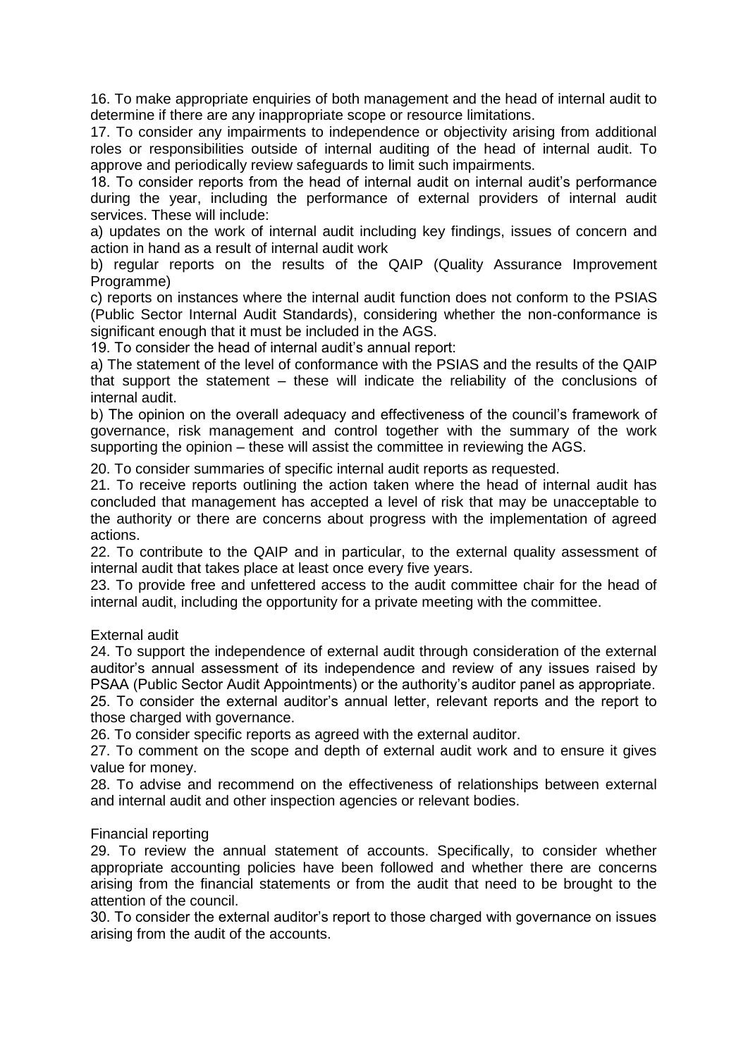16. To make appropriate enquiries of both management and the head of internal audit to determine if there are any inappropriate scope or resource limitations.

17. To consider any impairments to independence or objectivity arising from additional roles or responsibilities outside of internal auditing of the head of internal audit. To approve and periodically review safeguards to limit such impairments.

18. To consider reports from the head of internal audit on internal audit's performance during the year, including the performance of external providers of internal audit services. These will include:

a) updates on the work of internal audit including key findings, issues of concern and action in hand as a result of internal audit work

b) regular reports on the results of the QAIP (Quality Assurance Improvement Programme)

c) reports on instances where the internal audit function does not conform to the PSIAS (Public Sector Internal Audit Standards), considering whether the non-conformance is significant enough that it must be included in the AGS.

19. To consider the head of internal audit's annual report:

a) The statement of the level of conformance with the PSIAS and the results of the QAIP that support the statement – these will indicate the reliability of the conclusions of internal audit.

b) The opinion on the overall adequacy and effectiveness of the council's framework of governance, risk management and control together with the summary of the work supporting the opinion – these will assist the committee in reviewing the AGS.

20. To consider summaries of specific internal audit reports as requested.

21. To receive reports outlining the action taken where the head of internal audit has concluded that management has accepted a level of risk that may be unacceptable to the authority or there are concerns about progress with the implementation of agreed actions.

22. To contribute to the QAIP and in particular, to the external quality assessment of internal audit that takes place at least once every five years.

23. To provide free and unfettered access to the audit committee chair for the head of internal audit, including the opportunity for a private meeting with the committee.

External audit

24. To support the independence of external audit through consideration of the external auditor's annual assessment of its independence and review of any issues raised by PSAA (Public Sector Audit Appointments) or the authority's auditor panel as appropriate.

25. To consider the external auditor's annual letter, relevant reports and the report to those charged with governance.

26. To consider specific reports as agreed with the external auditor.

27. To comment on the scope and depth of external audit work and to ensure it gives value for money.

28. To advise and recommend on the effectiveness of relationships between external and internal audit and other inspection agencies or relevant bodies.

Financial reporting

29. To review the annual statement of accounts. Specifically, to consider whether appropriate accounting policies have been followed and whether there are concerns arising from the financial statements or from the audit that need to be brought to the attention of the council.

30. To consider the external auditor's report to those charged with governance on issues arising from the audit of the accounts.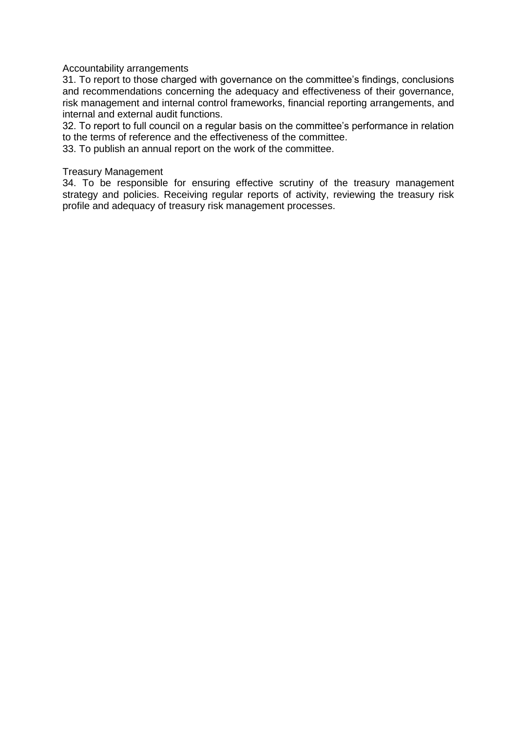Accountability arrangements

31. To report to those charged with governance on the committee's findings, conclusions and recommendations concerning the adequacy and effectiveness of their governance, risk management and internal control frameworks, financial reporting arrangements, and internal and external audit functions.

32. To report to full council on a regular basis on the committee's performance in relation to the terms of reference and the effectiveness of the committee.

33. To publish an annual report on the work of the committee.

Treasury Management

34. To be responsible for ensuring effective scrutiny of the treasury management strategy and policies. Receiving regular reports of activity, reviewing the treasury risk profile and adequacy of treasury risk management processes.